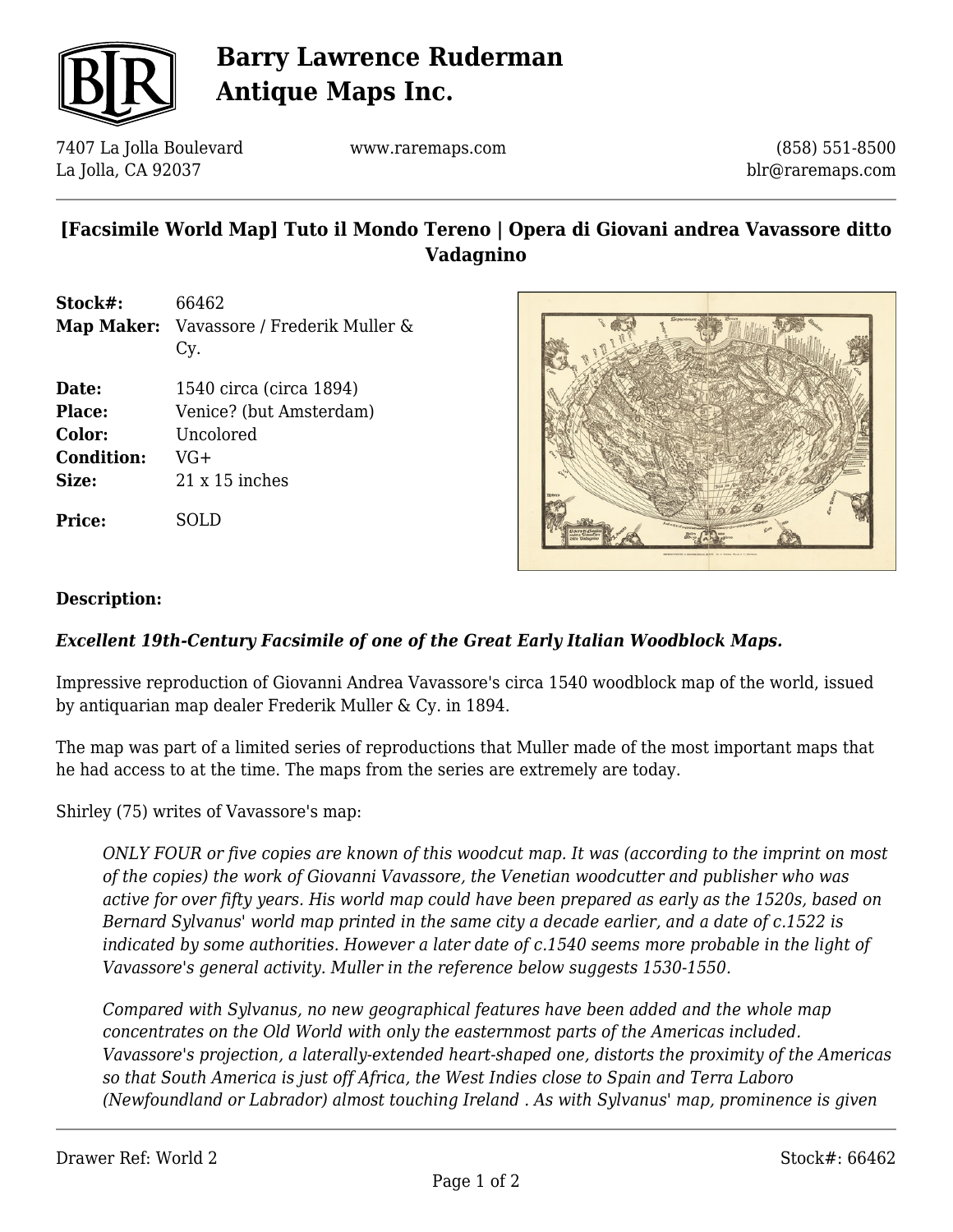# Barry Lawrence Ruderman Antique Maps Inc.

7407 La Jolla Boulevard
La Jolla, CA 92037

www.raremaps.com

(858) 551-8500
blr@raremaps.com

## [Facsimile World Map] Tuto il Mondo Tereno | Opera di Giovani andrea Vavassore ditto Vadagnino

| | |
|---|---|
| **Stock#:** | 66462 |
| **Map Maker:** | Vavassore / Frederik Muller & Cy. |
| **Date:** | 1540 circa (circa 1894) |
| **Place:** | Venice? (but Amsterdam) |
| **Color:** | Uncolored |
| **Condition:** | VG+ |
| **Size:** | 21 x 15 inches |
| **Price:** | SOLD |

**Description:**

***Excellent 19th-Century Facsimile of one of the Great Early Italian Woodblock Maps.***

Impressive reproduction of Giovanni Andrea Vavassore's circa 1540 woodblock map of the world, issued by antiquarian map dealer Frederik Muller & Cy. in 1894.

The map was part of a limited series of reproductions that Muller made of the most important maps that he had access to at the time. The maps from the series are extremely are today.

Shirley (75) writes of Vavassore's map:

> *ONLY FOUR or five copies are known of this woodcut map. It was (according to the imprint on most of the copies) the work of Giovanni Vavassore, the Venetian woodcutter and publisher who was active for over fifty years. His world map could have been prepared as early as the 1520s, based on Bernard Sylvanus' world map printed in the same city a decade earlier, and a date of c.1522 is indicated by some authorities. However a later date of c.1540 seems more probable in the light of Vavassore's general activity. Muller in the reference below suggests 1530-1550.*
>
> *Compared with Sylvanus, no new geographical features have been added and the whole map concentrates on the Old World with only the easternmost parts of the Americas included. Vavassore's projection, a laterally-extended heart-shaped one, distorts the proximity of the Americas so that South America is just off Africa, the West Indies close to Spain and Terra Laboro (Newfoundland or Labrador) almost touching Ireland . As with Sylvanus' map, prominence is given*

Drawer Ref: World 2

Stock#: 66462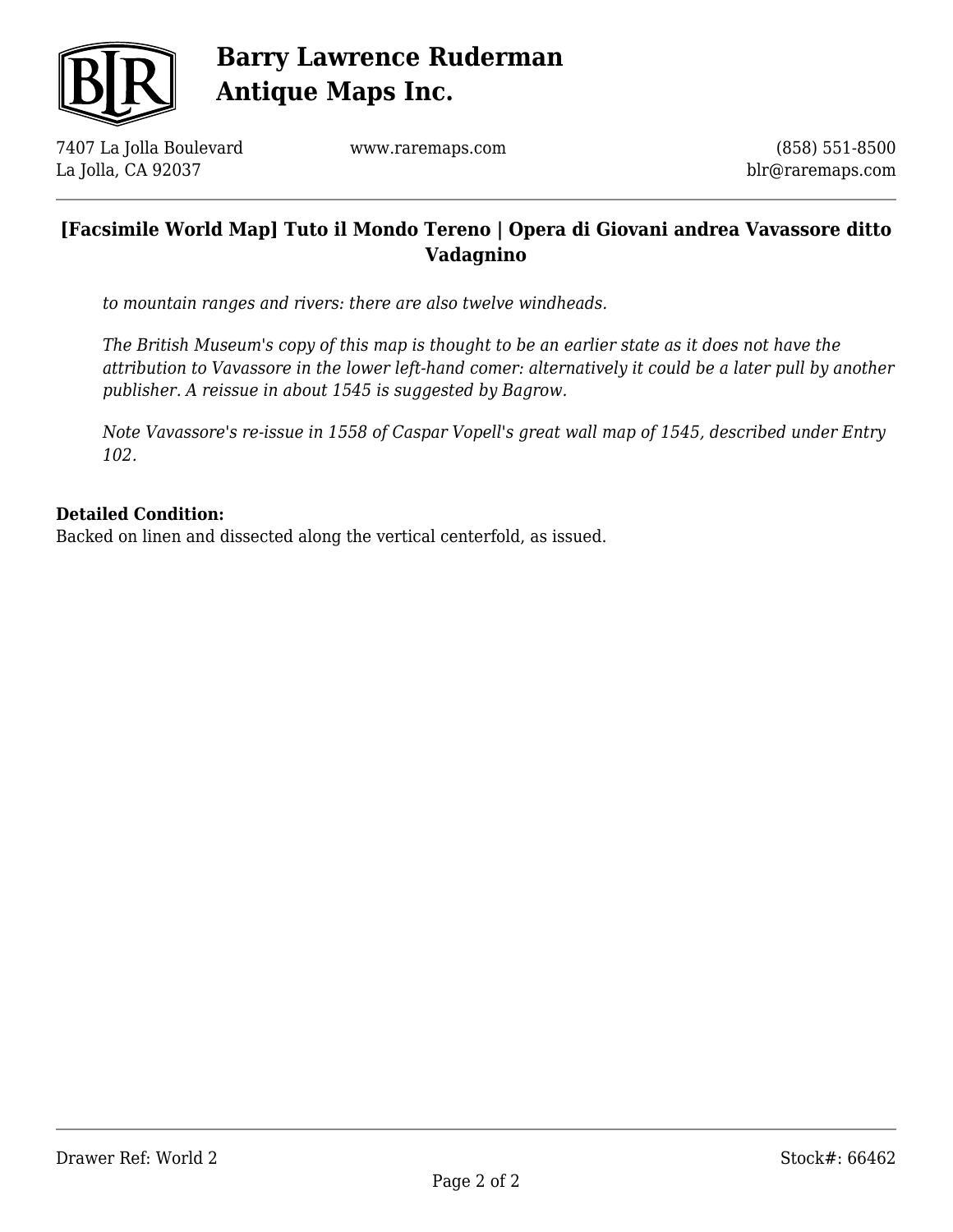*to mountain ranges and rivers: there are also twelve windheads.*

*The British Museum's copy of this map is thought to be an earlier state as it does not have the attribution to Vavassore in the lower left-hand comer: alternatively it could be a later pull by another publisher. A reissue in about 1545 is suggested by Bagrow.*

*Note Vavassore's re-issue in 1558 of Caspar Vopell's great wall map of 1545, described under Entry 102.*

**Detailed Condition:**

Backed on linen and dissected along the vertical centerfold, as issued.